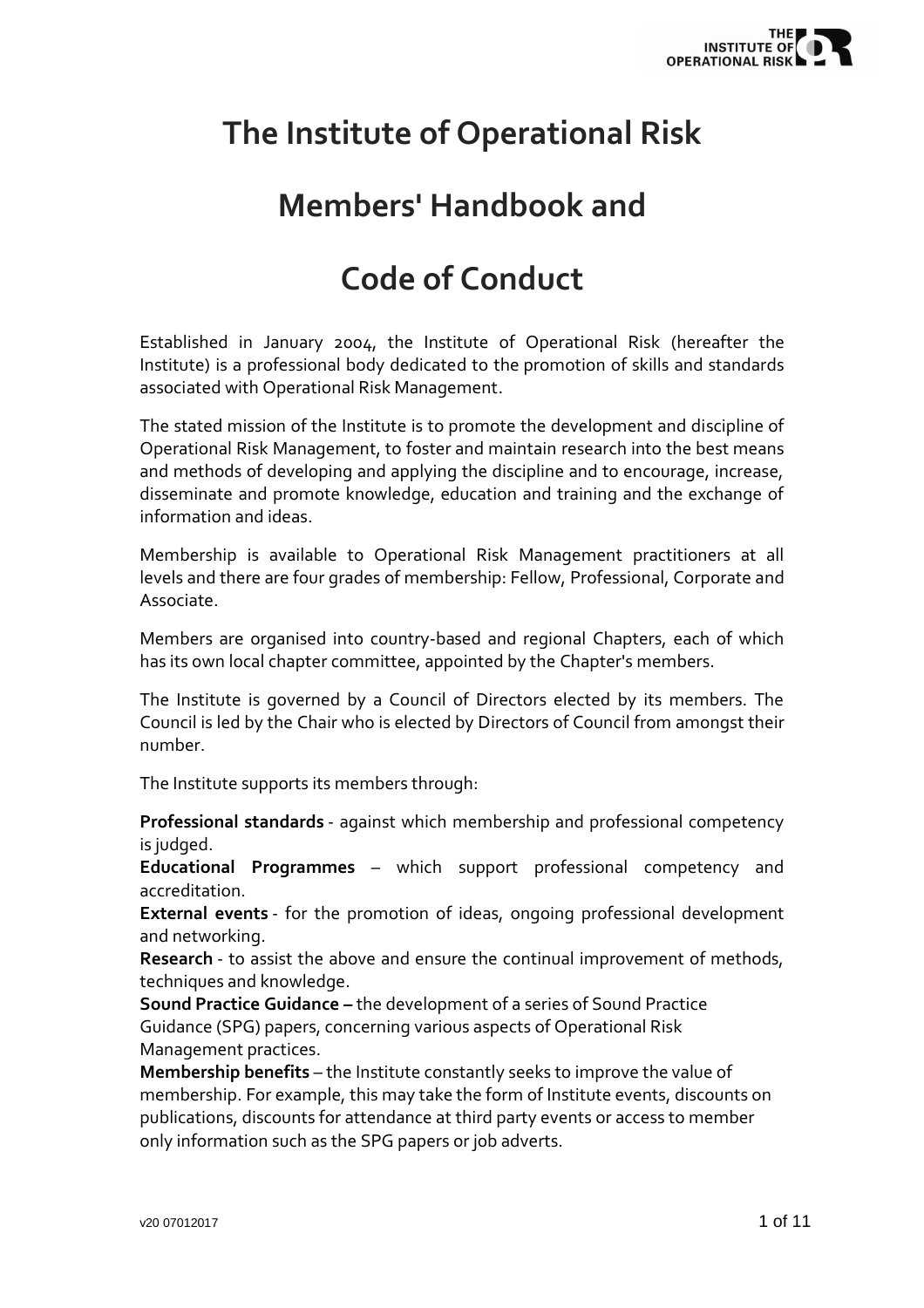# The Institute of Operational Risk

# Members' Handbook and

# Code of Conduct

Established in January 2004, the Institute of Operational Risk (hereafter the Institute) is a professional body dedicated to the promotion of skills and standards associated with Operational Risk Management.

The stated mission of the Institute is to promote the development and discipline of Operational Risk Management, to foster and maintain research into the best means and methods of developing and applying the discipline and to encourage, increase, disseminate and promote knowledge, education and training and the exchange of information and ideas.

Membership is available to Operational Risk Management practitioners at all levels and there are four grades of membership: Fellow, Professional, Corporate and Associate.

Members are organised into country-based and regional Chapters, each of which has its own local chapter committee, appointed by the Chapter's members.

The Institute is governed by a Council of Directors elected by its members. The Council is led by the Chair who is elected by Directors of Council from amongst their number.

The Institute supports its members through:

**Professional standards** - against which membership and professional competency is judged.
**Educational Programmes** – which support professional competency and accreditation.
**External events** - for the promotion of ideas, ongoing professional development and networking.
**Research** - to assist the above and ensure the continual improvement of methods, techniques and knowledge.
**Sound Practice Guidance –** the development of a series of Sound Practice Guidance (SPG) papers, concerning various aspects of Operational Risk Management practices.
**Membership benefits** – the Institute constantly seeks to improve the value of membership. For example, this may take the form of Institute events, discounts on publications, discounts for attendance at third party events or access to member only information such as the SPG papers or job adverts.

v20 07012017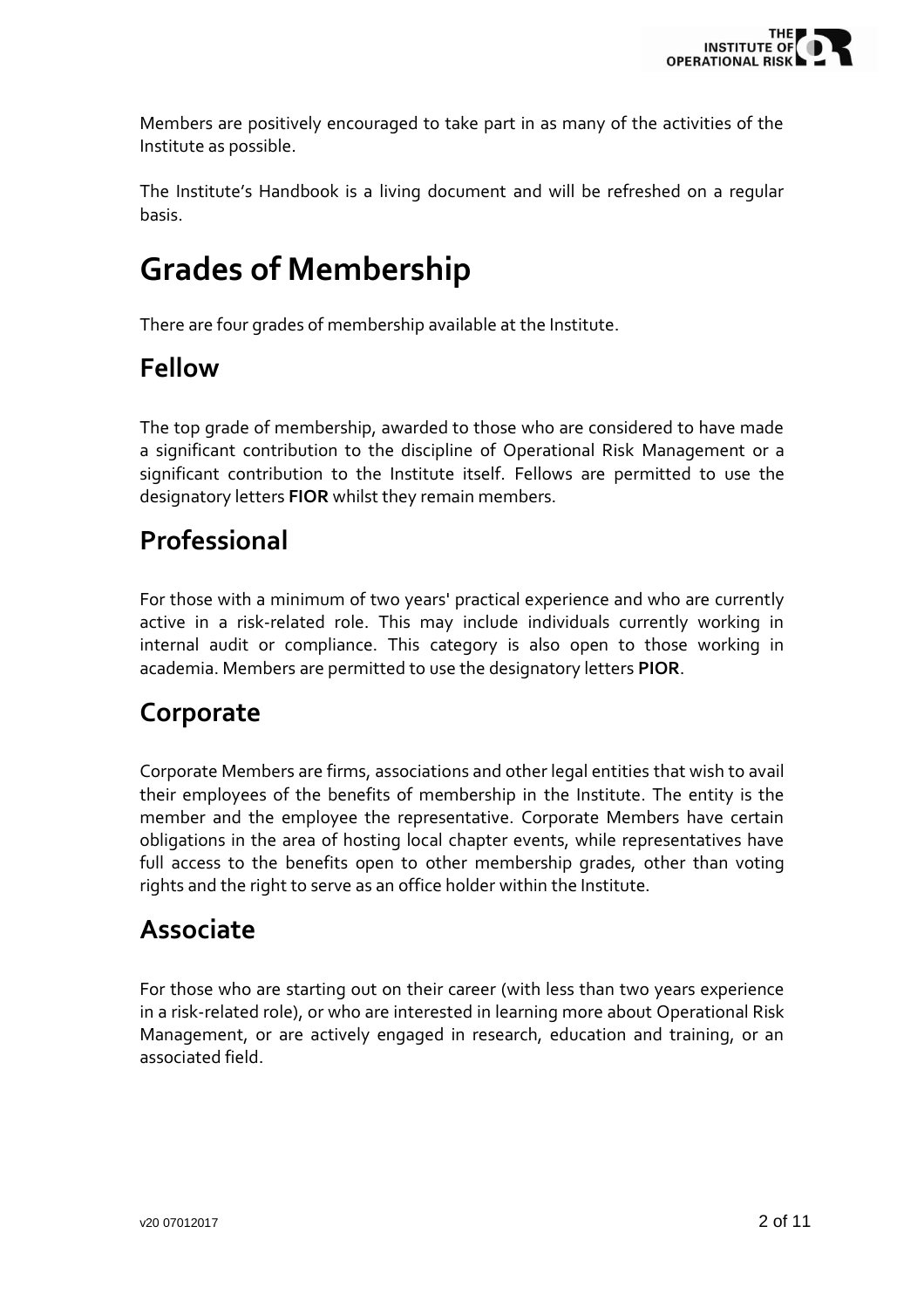Members are positively encouraged to take part in as many of the activities of the Institute as possible.

The Institute's Handbook is a living document and will be refreshed on a regular basis.

# Grades of Membership

There are four grades of membership available at the Institute.

## Fellow

The top grade of membership, awarded to those who are considered to have made a significant contribution to the discipline of Operational Risk Management or a significant contribution to the Institute itself. Fellows are permitted to use the designatory letters **FIOR** whilst they remain members.

## Professional

For those with a minimum of two years' practical experience and who are currently active in a risk-related role. This may include individuals currently working in internal audit or compliance. This category is also open to those working in academia. Members are permitted to use the designatory letters **PIOR**.

## Corporate

Corporate Members are firms, associations and other legal entities that wish to avail their employees of the benefits of membership in the Institute. The entity is the member and the employee the representative. Corporate Members have certain obligations in the area of hosting local chapter events, while representatives have full access to the benefits open to other membership grades, other than voting rights and the right to serve as an office holder within the Institute.

## Associate

For those who are starting out on their career (with less than two years experience in a risk-related role), or who are interested in learning more about Operational Risk Management, or are actively engaged in research, education and training, or an associated field.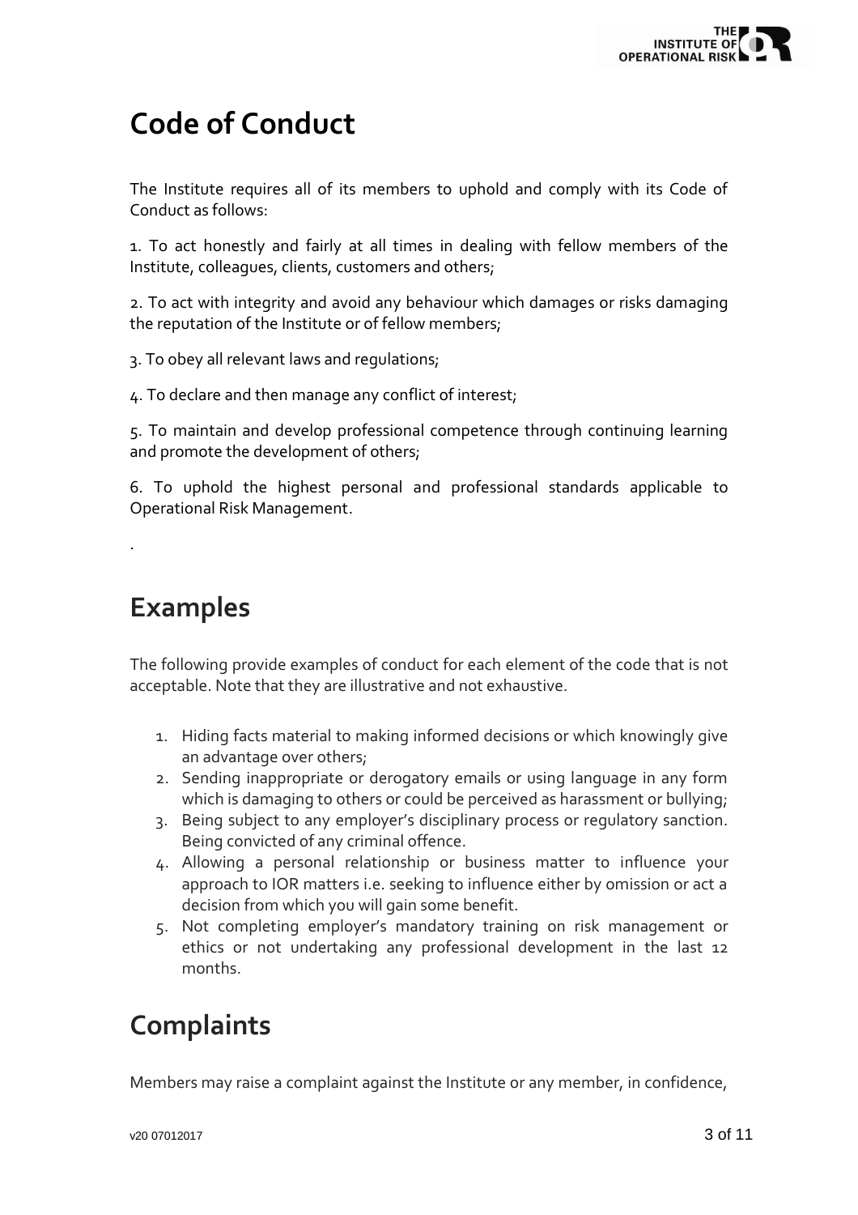# Code of Conduct

The Institute requires all of its members to uphold and comply with its Code of Conduct as follows:

1. To act honestly and fairly at all times in dealing with fellow members of the Institute, colleagues, clients, customers and others;

2. To act with integrity and avoid any behaviour which damages or risks damaging the reputation of the Institute or of fellow members;

3. To obey all relevant laws and regulations;

4. To declare and then manage any conflict of interest;

5. To maintain and develop professional competence through continuing learning and promote the development of others;

6. To uphold the highest personal and professional standards applicable to Operational Risk Management.

.

# Examples

The following provide examples of conduct for each element of the code that is not acceptable. Note that they are illustrative and not exhaustive.

1. Hiding facts material to making informed decisions or which knowingly give an advantage over others;
2. Sending inappropriate or derogatory emails or using language in any form which is damaging to others or could be perceived as harassment or bullying;
3. Being subject to any employer's disciplinary process or regulatory sanction. Being convicted of any criminal offence.
4. Allowing a personal relationship or business matter to influence your approach to IOR matters i.e. seeking to influence either by omission or act a decision from which you will gain some benefit.
5. Not completing employer's mandatory training on risk management or ethics or not undertaking any professional development in the last 12 months.

# Complaints

Members may raise a complaint against the Institute or any member, in confidence,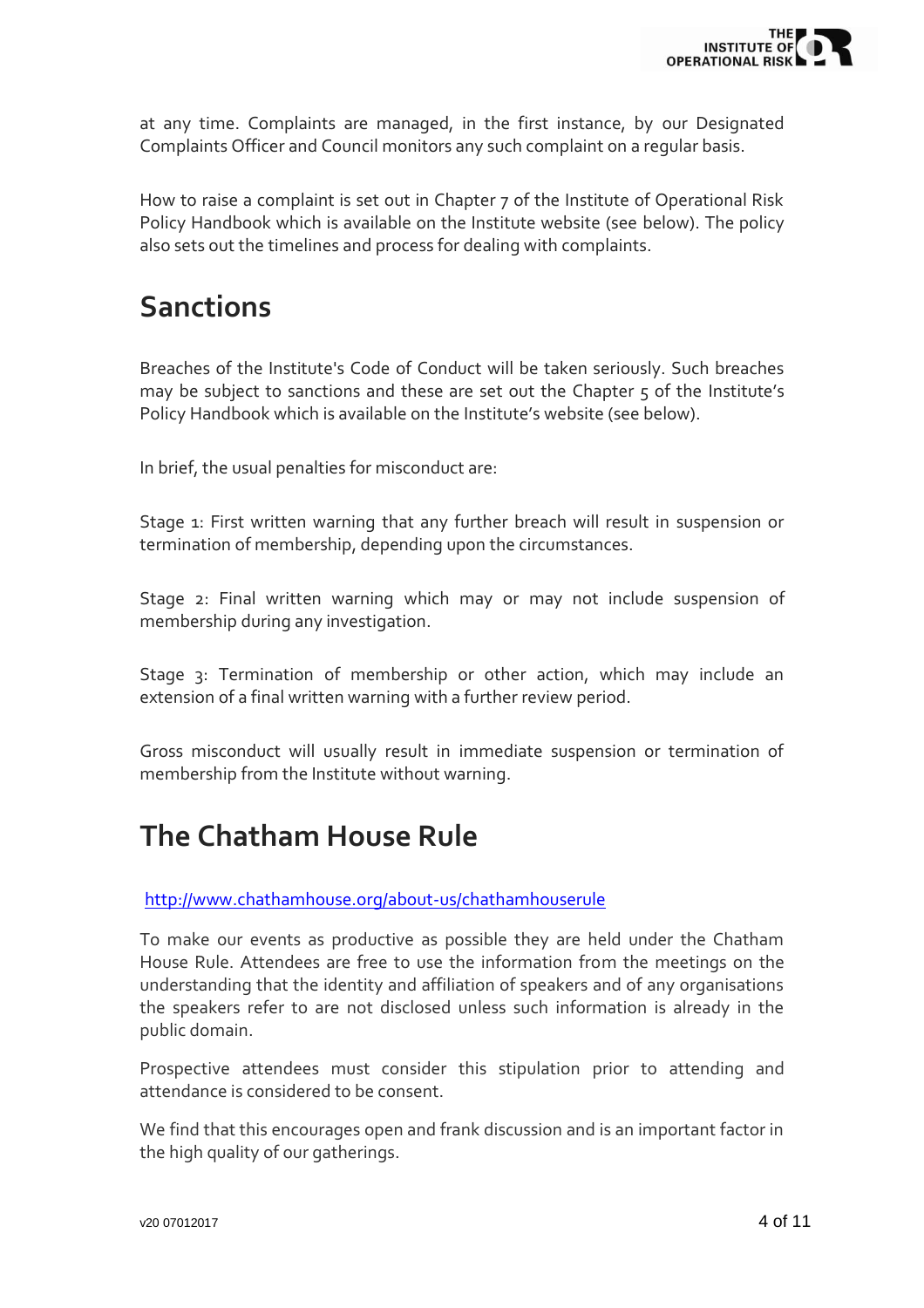at any time. Complaints are managed, in the first instance, by our Designated Complaints Officer and Council monitors any such complaint on a regular basis.

How to raise a complaint is set out in Chapter 7 of the Institute of Operational Risk Policy Handbook which is available on the Institute website (see below). The policy also sets out the timelines and process for dealing with complaints.

## Sanctions

Breaches of the Institute's Code of Conduct will be taken seriously. Such breaches may be subject to sanctions and these are set out the Chapter 5 of the Institute's Policy Handbook which is available on the Institute's website (see below).

In brief, the usual penalties for misconduct are:

Stage 1: First written warning that any further breach will result in suspension or termination of membership, depending upon the circumstances.

Stage 2: Final written warning which may or may not include suspension of membership during any investigation.

Stage 3: Termination of membership or other action, which may include an extension of a final written warning with a further review period.

Gross misconduct will usually result in immediate suspension or termination of membership from the Institute without warning.

## The Chatham House Rule

http://www.chathamhouse.org/about-us/chathamhouserule

To make our events as productive as possible they are held under the Chatham House Rule. Attendees are free to use the information from the meetings on the understanding that the identity and affiliation of speakers and of any organisations the speakers refer to are not disclosed unless such information is already in the public domain.

Prospective attendees must consider this stipulation prior to attending and attendance is considered to be consent.

We find that this encourages open and frank discussion and is an important factor in the high quality of our gatherings.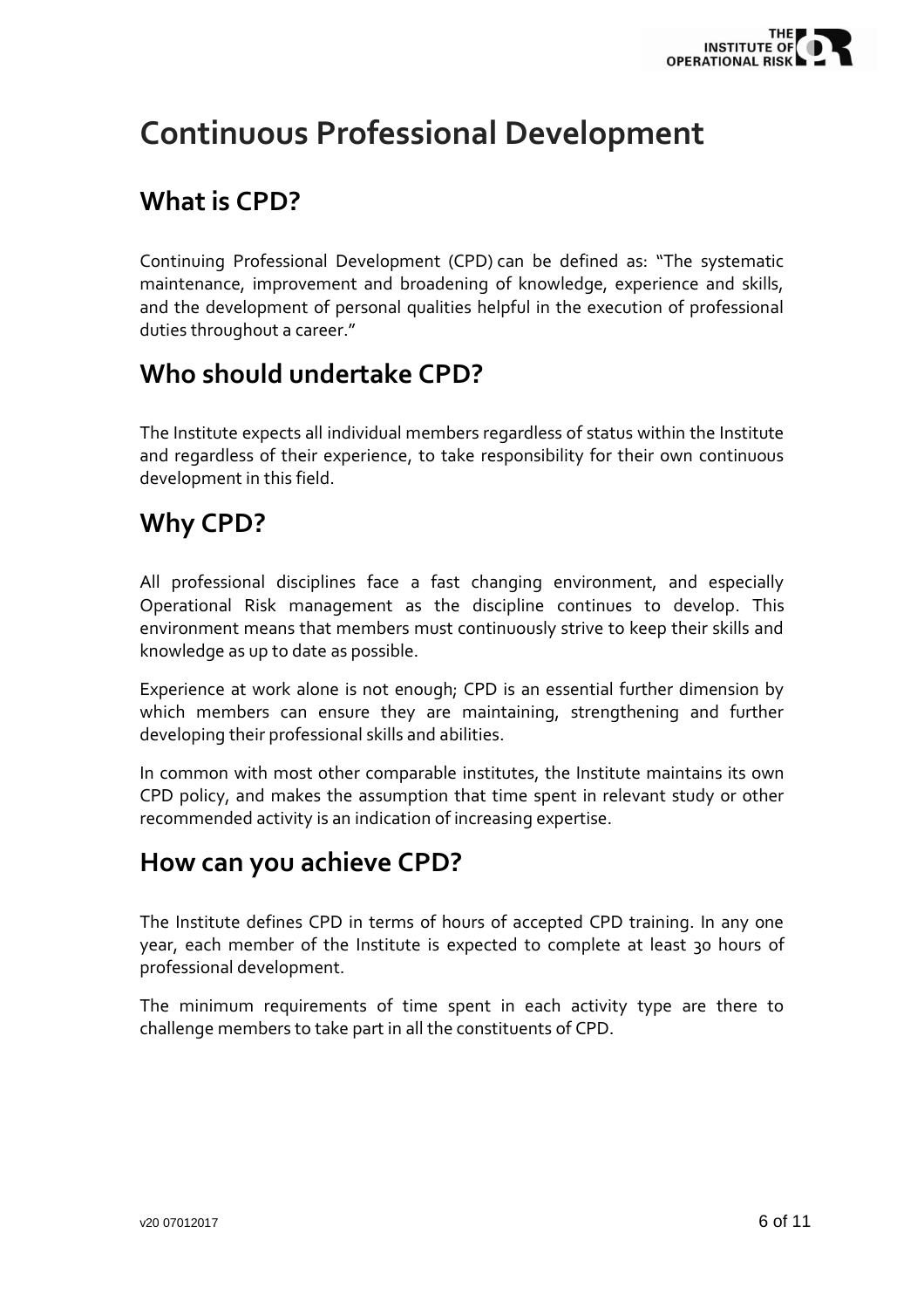# Continuous Professional Development

## What is CPD?

Continuing Professional Development (CPD) can be defined as: "The systematic maintenance, improvement and broadening of knowledge, experience and skills, and the development of personal qualities helpful in the execution of professional duties throughout a career."

## Who should undertake CPD?

The Institute expects all individual members regardless of status within the Institute and regardless of their experience, to take responsibility for their own continuous development in this field.

## Why CPD?

All professional disciplines face a fast changing environment, and especially Operational Risk management as the discipline continues to develop. This environment means that members must continuously strive to keep their skills and knowledge as up to date as possible.

Experience at work alone is not enough; CPD is an essential further dimension by which members can ensure they are maintaining, strengthening and further developing their professional skills and abilities.

In common with most other comparable institutes, the Institute maintains its own CPD policy, and makes the assumption that time spent in relevant study or other recommended activity is an indication of increasing expertise.

## How can you achieve CPD?

The Institute defines CPD in terms of hours of accepted CPD training. In any one year, each member of the Institute is expected to complete at least 30 hours of professional development.

The minimum requirements of time spent in each activity type are there to challenge members to take part in all the constituents of CPD.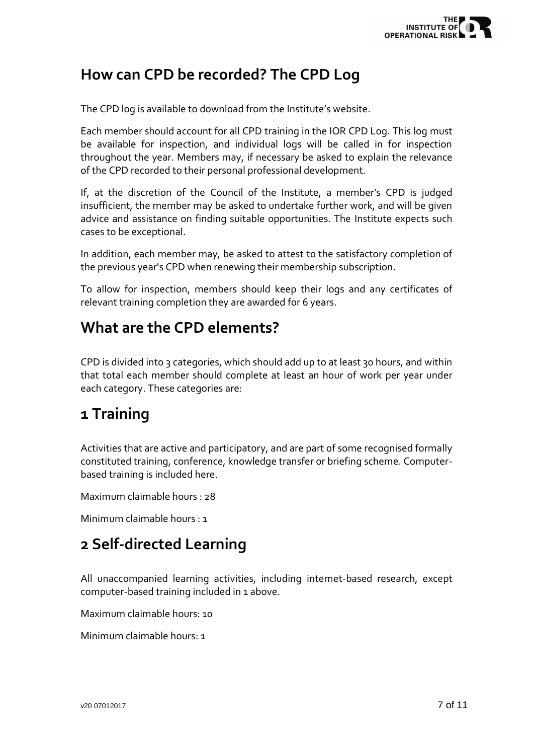## How can CPD be recorded? The CPD Log

The CPD log is available to download from the Institute's website.

Each member should account for all CPD training in the IOR CPD Log. This log must be available for inspection, and individual logs will be called in for inspection throughout the year. Members may, if necessary be asked to explain the relevance of the CPD recorded to their personal professional development.

If, at the discretion of the Council of the Institute, a member's CPD is judged insufficient, the member may be asked to undertake further work, and will be given advice and assistance on finding suitable opportunities. The Institute expects such cases to be exceptional.

In addition, each member may, be asked to attest to the satisfactory completion of the previous year's CPD when renewing their membership subscription.

To allow for inspection, members should keep their logs and any certificates of relevant training completion they are awarded for 6 years.

## What are the CPD elements?

CPD is divided into 3 categories, which should add up to at least 30 hours, and within that total each member should complete at least an hour of work per year under each category. These categories are:

## 1 Training

Activities that are active and participatory, and are part of some recognised formally constituted training, conference, knowledge transfer or briefing scheme. Computer-based training is included here.

Maximum claimable hours : 28

Minimum claimable hours : 1

## 2 Self-directed Learning

All unaccompanied learning activities, including internet-based research, except computer-based training included in 1 above.

Maximum claimable hours: 10

Minimum claimable hours: 1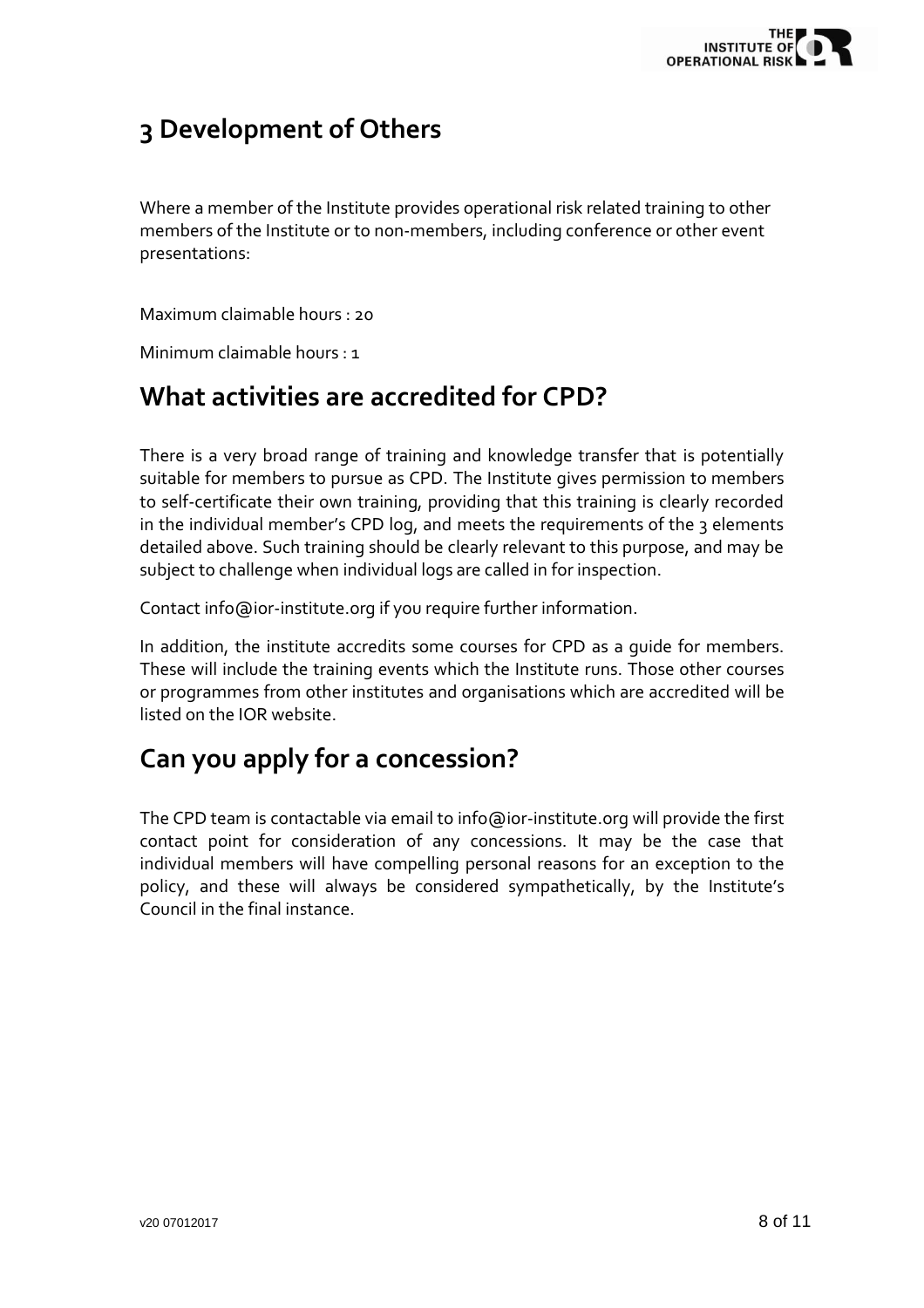# 3 Development of Others

Where a member of the Institute provides operational risk related training to other members of the Institute or to non-members, including conference or other event presentations:

Maximum claimable hours : 20

Minimum claimable hours : 1

## What activities are accredited for CPD?

There is a very broad range of training and knowledge transfer that is potentially suitable for members to pursue as CPD. The Institute gives permission to members to self-certificate their own training, providing that this training is clearly recorded in the individual member's CPD log, and meets the requirements of the 3 elements detailed above. Such training should be clearly relevant to this purpose, and may be subject to challenge when individual logs are called in for inspection.

Contact info@ior-institute.org if you require further information.

In addition, the institute accredits some courses for CPD as a guide for members. These will include the training events which the Institute runs. Those other courses or programmes from other institutes and organisations which are accredited will be listed on the IOR website.

## Can you apply for a concession?

The CPD team is contactable via email to info@ior-institute.org will provide the first contact point for consideration of any concessions. It may be the case that individual members will have compelling personal reasons for an exception to the policy, and these will always be considered sympathetically, by the Institute's Council in the final instance.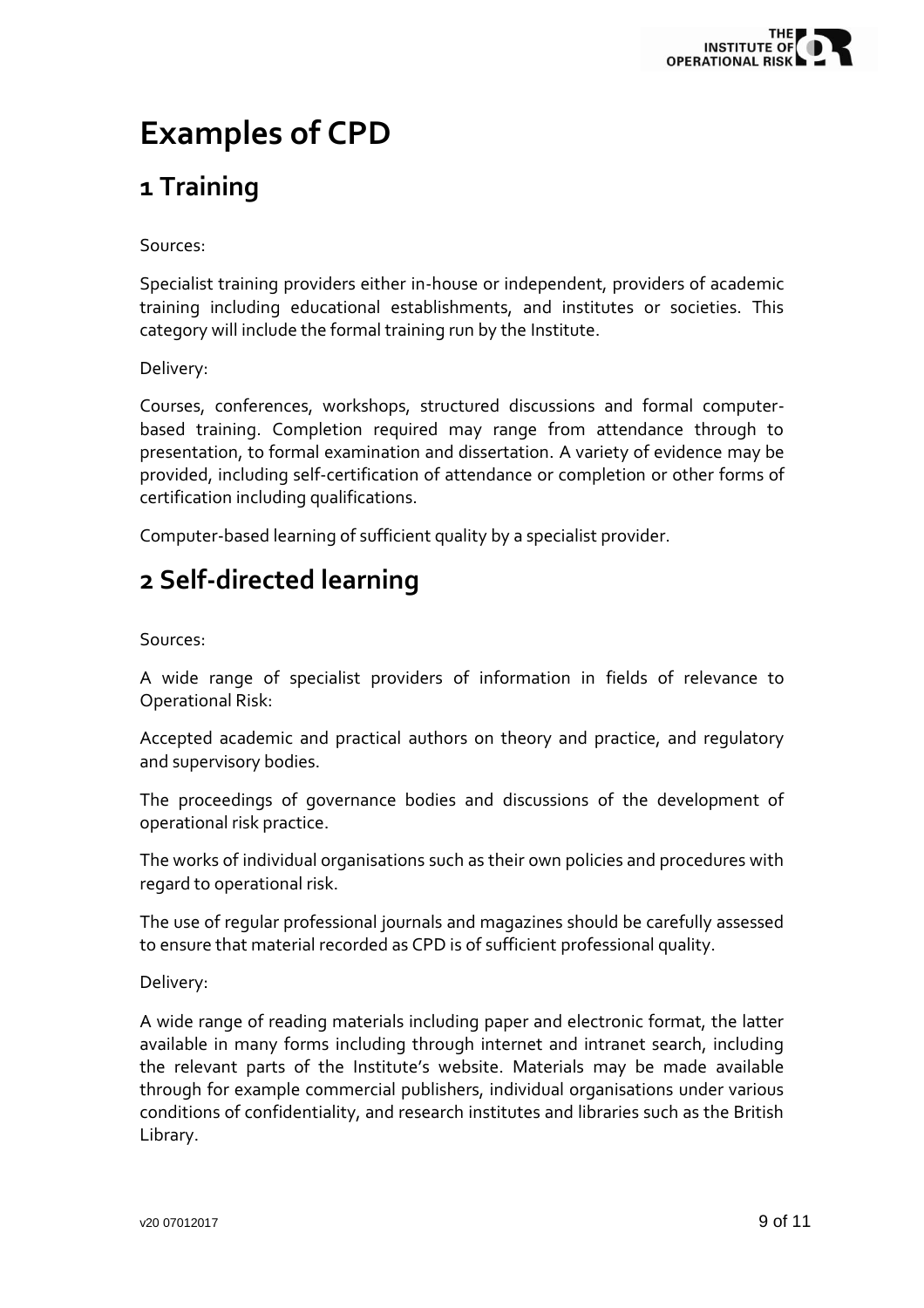# Examples of CPD

## 1 Training

Sources:

Specialist training providers either in-house or independent, providers of academic training including educational establishments, and institutes or societies. This category will include the formal training run by the Institute.

Delivery:

Courses, conferences, workshops, structured discussions and formal computer-based training. Completion required may range from attendance through to presentation, to formal examination and dissertation. A variety of evidence may be provided, including self-certification of attendance or completion or other forms of certification including qualifications.

Computer-based learning of sufficient quality by a specialist provider.

## 2 Self-directed learning

Sources:

A wide range of specialist providers of information in fields of relevance to Operational Risk:

Accepted academic and practical authors on theory and practice, and regulatory and supervisory bodies.

The proceedings of governance bodies and discussions of the development of operational risk practice.

The works of individual organisations such as their own policies and procedures with regard to operational risk.

The use of regular professional journals and magazines should be carefully assessed to ensure that material recorded as CPD is of sufficient professional quality.

Delivery:

A wide range of reading materials including paper and electronic format, the latter available in many forms including through internet and intranet search, including the relevant parts of the Institute's website. Materials may be made available through for example commercial publishers, individual organisations under various conditions of confidentiality, and research institutes and libraries such as the British Library.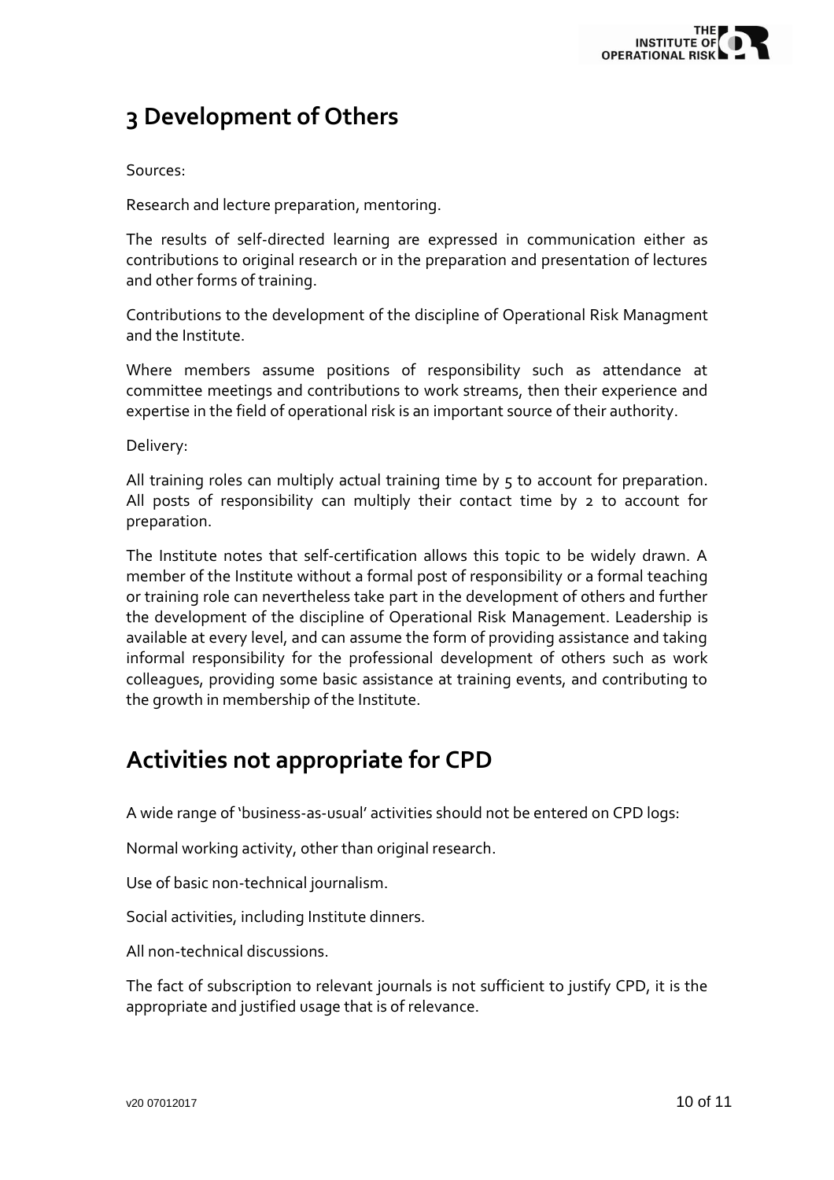## 3 Development of Others

Sources:

Research and lecture preparation, mentoring.

The results of self-directed learning are expressed in communication either as contributions to original research or in the preparation and presentation of lectures and other forms of training.

Contributions to the development of the discipline of Operational Risk Managment and the Institute.

Where members assume positions of responsibility such as attendance at committee meetings and contributions to work streams, then their experience and expertise in the field of operational risk is an important source of their authority.

Delivery:

All training roles can multiply actual training time by 5 to account for preparation. All posts of responsibility can multiply their contact time by 2 to account for preparation.

The Institute notes that self-certification allows this topic to be widely drawn. A member of the Institute without a formal post of responsibility or a formal teaching or training role can nevertheless take part in the development of others and further the development of the discipline of Operational Risk Management. Leadership is available at every level, and can assume the form of providing assistance and taking informal responsibility for the professional development of others such as work colleagues, providing some basic assistance at training events, and contributing to the growth in membership of the Institute.

## Activities not appropriate for CPD

A wide range of 'business-as-usual' activities should not be entered on CPD logs:

Normal working activity, other than original research.

Use of basic non-technical journalism.

Social activities, including Institute dinners.

All non-technical discussions.

The fact of subscription to relevant journals is not sufficient to justify CPD, it is the appropriate and justified usage that is of relevance.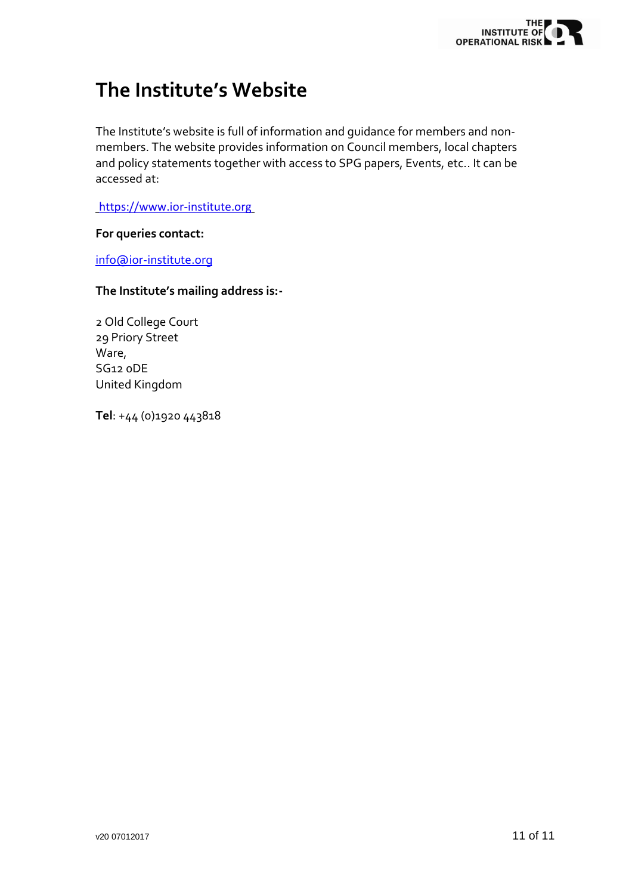# The Institute's Website

The Institute's website is full of information and guidance for members and non-members. The website provides information on Council members, local chapters and policy statements together with access to SPG papers, Events, etc.. It can be accessed at:

https://www.ior-institute.org

**For queries contact:**

info@ior-institute.org

**The Institute's mailing address is:-**

2 Old College Court  
29 Priory Street  
Ware,  
SG12 0DE  
United Kingdom

**Tel**: +44 (0)1920 443818

v20 07012017